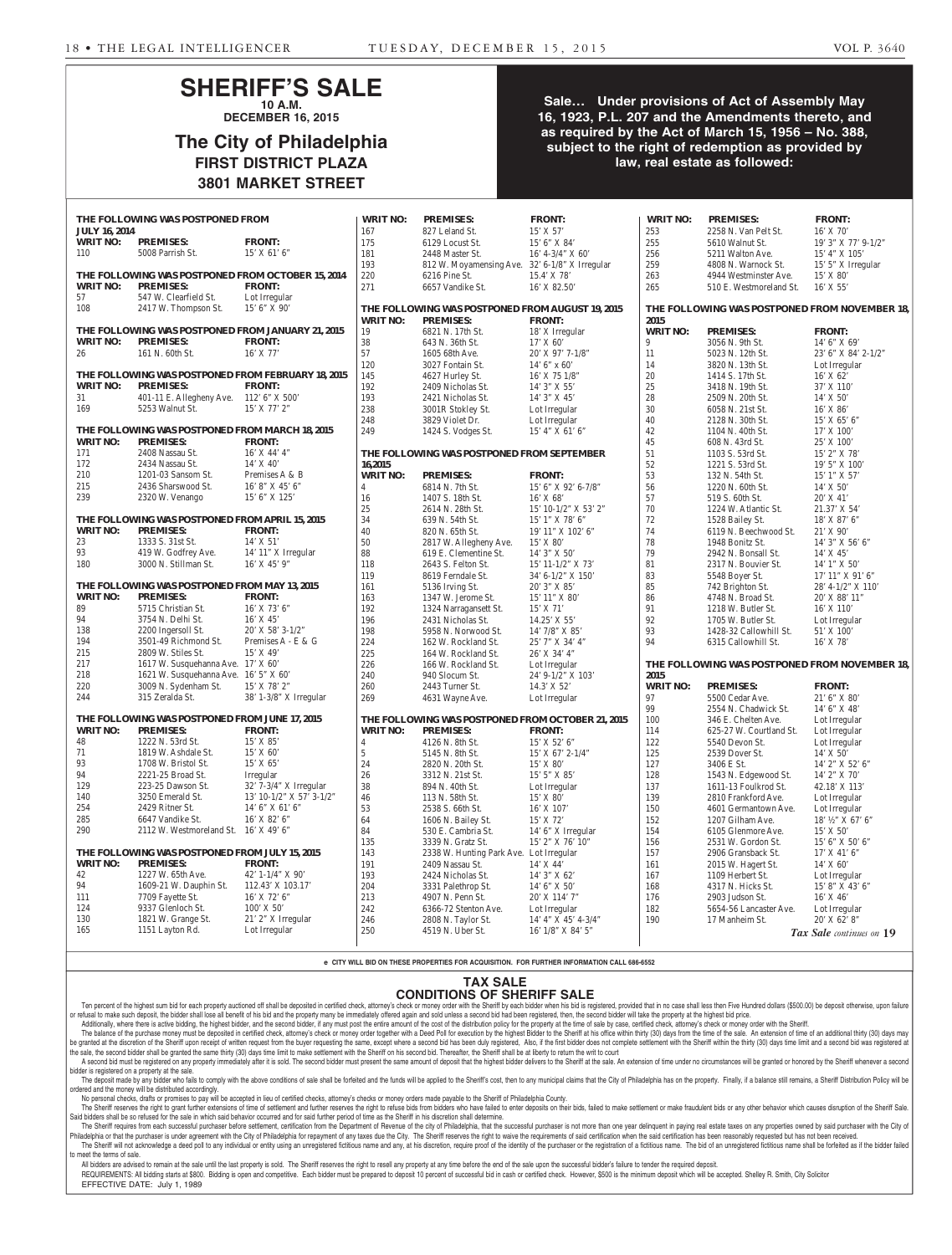# SHERIFF'S SALE

**10 A.M.**
**DECEMBER 16, 2015**

## The City of Philadelphia

**FIRST DISTRICT PLAZA**
**3801 MARKET STREET**

**Sale… Under provisions of Act of Assembly May 16, 1923, P.L. 207 and the Amendments thereto, and as required by the Act of March 15, 1956 – No. 388, subject to the right of redemption as provided by law, real estate as followed:**

**THE FOLLOWING WAS POSTPONED FROM JULY 16, 2014**

| WRIT NO: | PREMISES: | FRONT: |
|---|---|---|
| 110 | 5008 Parrish St. | 15' X 61' 6" |

**THE FOLLOWING WAS POSTPONED FROM OCTOBER 15, 2014**

| WRIT NO: | PREMISES: | FRONT: |
|---|---|---|
| 57 | 547 W. Clearfield St. | Lot Irregular |
| 108 | 2417 W. Thompson St. | 15' 6" X 90' |

**THE FOLLOWING WAS POSTPONED FROM JANUARY 21, 2015**

| WRIT NO: | PREMISES: | FRONT: |
|---|---|---|
| 26 | 161 N. 60th St. | 16' X 77' |

**THE FOLLOWING WAS POSTPONED FROM FEBRUARY 18, 2015**

| WRIT NO: | PREMISES: | FRONT: |
|---|---|---|
| 31 | 401-11 E. Allegheny Ave. | 112' 6" X 500' |
| 169 | 5253 Walnut St. | 15' X 77' 2" |

**THE FOLLOWING WAS POSTPONED FROM MARCH 18, 2015**

| WRIT NO: | PREMISES: | FRONT: |
|---|---|---|
| 171 | 2408 Nassau St. | 16' X 44' 4" |
| 172 | 2434 Nassau St. | 14' X 40' |
| 210 | 1201-03 Sansom St. | Premises A & B |
| 215 | 2436 Sharswood St. | 16' 8" X 45' 6" |
| 239 | 2320 W. Venango | 15' 6" X 125' |

**THE FOLLOWING WAS POSTPONED FROM APRIL 15, 2015**

| WRIT NO: | PREMISES: | FRONT: |
|---|---|---|
| 23 | 1333 S. 31st St. | 14' X 51' |
| 93 | 419 W. Godfrey Ave. | 14' 11" X Irregular |
| 180 | 3000 N. Stillman St. | 16' X 45' 9" |

**THE FOLLOWING WAS POSTPONED FROM MAY 13, 2015**

| WRIT NO: | PREMISES: | FRONT: |
|---|---|---|
| 89 | 5715 Christian St. | 16' X 73' 6" |
| 94 | 3754 N. Delhi St. | 16' X 45' |
| 138 | 2200 Ingersoll St. | 20' X 58' 3-1/2" |
| 194 | 3501-49 Richmond St. | Premises A - E & G |
| 215 | 2809 W. Stiles St. | 15' X 49' |
| 217 | 1617 W. Susquehanna Ave. | 17' X 60' |
| 218 | 1621 W. Susquehanna Ave. | 16' 5" X 60' |
| 220 | 3009 N. Sydenham St. | 15' X 78' 2" |
| 244 | 315 Zeralda St. | 38' 1-3/8" X Irregular |

**THE FOLLOWING WAS POSTPONED FROM JUNE 17, 2015**

| WRIT NO: | PREMISES: | FRONT: |
|---|---|---|
| 48 | 1222 N. 53rd St. | 15' X 85' |
| 71 | 1819 W. Ashdale St. | 15' X 60' |
| 93 | 1708 W. Bristol St. | 15' X 65' |
| 94 | 2221-25 Broad St. | Irregular |
| 129 | 223-25 Dawson St. | 32' 7-3/4" X Irregular |
| 140 | 3250 Emerald St. | 13' 10-1/2" X 57' 3-1/2" |
| 254 | 2429 Ritner St. | 14' 6" X 61' 6" |
| 285 | 6647 Vandike St. | 16' X 82' 6" |
| 290 | 2112 W. Westmoreland St. | 16' X 49' 6" |

**THE FOLLOWING WAS POSTPONED FROM JULY 15, 2015**

| WRIT NO: | PREMISES: | FRONT: |
|---|---|---|
| 42 | 1227 W. 65th Ave. | 42' 1-1/4" X 90' |
| 94 | 1609-21 W. Dauphin St. | 112.43' X 103.17' |
| 111 | 7709 Fayette St. | 16' X 72' 6" |
| 124 | 9337 Glenloch St. | 100' X 50' |
| 130 | 1821 W. Grange St. | 21' 2" X Irregular |
| 165 | 1151 Layton Rd. | Lot Irregular |
| 167 | 827 Leland St. | 15' X 57' |
| 175 | 6129 Locust St. | 15' 6" X 84' |
| 181 | 2448 Master St. | 16' 4-3/4" X 60' |
| 193 | 812 W. Moyamensing Ave. | 32' 6-1/8" X Irregular |
| 220 | 6216 Pine St. | 15.4' X 78' |
| 271 | 6657 Vandike St. | 16' X 82.50' |

**THE FOLLOWING WAS POSTPONED FROM AUGUST 19, 2015**

| WRIT NO: | PREMISES: | FRONT: |
|---|---|---|
| 19 | 6821 N. 17th St. | 18' X Irregular |
| 38 | 643 N. 36th St. | 17' X 60' |
| 57 | 1605 68th Ave. | 20' X 97' 7-1/8" |
| 120 | 3027 Fontain St. | 14' 6" x 60' |
| 145 | 4627 Hurley St. | 16' X 75 1/8" |
| 192 | 2409 Nicholas St. | 14' 3" X 55' |
| 193 | 2421 Nicholas St. | 14' 3" X 45' |
| 238 | 3001R Stokley St. | Lot Irregular |
| 248 | 3829 Violet Dr. | Lot Irregular |
| 249 | 1424 S. Vodges St. | 15' 4" X 61' 6" |

**THE FOLLOWING WAS POSTPONED FROM SEPTEMBER 16,2015**

| WRIT NO: | PREMISES: | FRONT: |
|---|---|---|
| 4 | 6814 N. 7th St. | 15' 6" X 92' 6-7/8" |
| 16 | 1407 S. 18th St. | 16' X 68' |
| 25 | 2614 N. 28th St. | 15' 10-1/2" X 53' 2" |
| 34 | 639 N. 54th St. | 15' 1" X 78' 6" |
| 40 | 820 N. 65th St. | 19' 11" X 102' 6" |
| 50 | 2817 W. Allegheny Ave. | 15' X 80' |
| 88 | 619 E. Clementine St. | 14' 3" X 50' |
| 118 | 2643 S. Felton St. | 15' 11-1/2" X 73' |
| 119 | 8619 Ferndale St. | 34' 6-1/2" X 150' |
| 161 | 5136 Irving St. | 20' 3" X 85' |
| 163 | 1347 W. Jerome St. | 15' 11" X 80' |
| 192 | 1324 Narragansett St. | 15' X 71' |
| 196 | 2431 Nicholas St. | 14.25' X 55' |
| 198 | 5958 N. Norwood St. | 14' 7/8" X 85' |
| 224 | 162 W. Rockland St. | 25' 7" X 34' 4" |
| 225 | 164 W. Rockland St. | 26' X 34' 4" |
| 226 | 166 W. Rockland St. | Lot Irregular |
| 240 | 940 Slocum St. | 24' 9-1/2" X 103' |
| 260 | 2443 Turner St. | 14.3' X 52' |
| 269 | 4631 Wayne Ave. | Lot Irregular |

**THE FOLLOWING WAS POSTPONED FROM OCTOBER 21, 2015**

| WRIT NO: | PREMISES: | FRONT: |
|---|---|---|
| 4 | 4126 N. 8th St. | 15' X 52' 6" |
| 5 | 5145 N. 8th St. | 15' X 67' 2-1/4" |
| 24 | 2820 N. 20th St. | 15' X 80' |
| 26 | 3312 N. 21st St. | 15' 5" X 85' |
| 38 | 894 N. 40th St. | Lot Irregular |
| 46 | 113 N. 58th St. | 15' X 80' |
| 53 | 2538 S. 66th St. | 16' X 107' |
| 64 | 1606 N. Bailey St. | 15' X 72' |
| 84 | 530 E. Cambria St. | 14' 6" X Irregular |
| 135 | 3339 N. Gratz St. | 15' 2" X 76' 10" |
| 143 | 2338 W. Hunting Park Ave. | Lot Irregular |
| 191 | 2409 Nassau St. | 14' X 44' |
| 193 | 2424 Nicholas St. | 14' 3" X 62' |
| 204 | 3331 Palethrop St. | 14' 6" X 50' |
| 213 | 4907 N. Penn St. | 20' X 114' 7" |
| 242 | 6366-72 Stenton Ave. | Lot Irregular |
| 246 | 2808 N. Taylor St. | 14' 4" X 45' 4-3/4" |
| 250 | 4519 N. Uber St. | 16' 1/8" X 84' 5" |
| 253 | 2258 N. Van Pelt St. | 16' X 70' |
| 255 | 5610 Walnut St. | 19' 3" X 77' 9-1/2" |
| 256 | 5211 Walton Ave. | 15' 4" X 105' |
| 259 | 4808 N. Warnock St. | 15' 5" X Irregular |
| 263 | 4944 Westminster Ave. | 15' X 80' |
| 265 | 510 E. Westmoreland St. | 16' X 55' |

**THE FOLLOWING WAS POSTPONED FROM NOVEMBER 18, 2015**

| WRIT NO: | PREMISES: | FRONT: |
|---|---|---|
| 9 | 3056 N. 9th St. | 14' 6" X 69' |
| 11 | 5023 N. 12th St. | 23' 6" X 84' 2-1/2" |
| 14 | 3820 N. 13th St. | Lot Irregular |
| 20 | 1414 S. 17th St. | 16' X 62' |
| 25 | 3418 N. 19th St. | 37' X 110' |
| 28 | 2509 N. 20th St. | 14' X 50' |
| 30 | 6058 N. 21st St. | 16' X 86' |
| 40 | 2128 N. 30th St. | 15' X 65' 6" |
| 42 | 1104 N. 40th St. | 17' X 100' |
| 45 | 608 N. 43rd St. | 25' X 100' |
| 51 | 1103 S. 53rd St. | 15' 2" X 78' |
| 52 | 1221 S. 53rd St. | 19' 5" X 100' |
| 53 | 132 N. 54th St. | 15' 1" X 57' |
| 56 | 1220 N. 60th St. | 14' X 50' |
| 57 | 519 S. 60th St. | 20' X 41' |
| 70 | 1224 W. Atlantic St. | 21.37' X 54' |
| 72 | 1528 Bailey St. | 18' X 87' 6" |
| 74 | 6119 N. Beechwood St. | 21' X 90' |
| 78 | 1948 Bonitz St. | 14' 3" X 56' 6" |
| 79 | 2942 N. Bonsall St. | 14' X 45' |
| 81 | 2317 N. Bouvier St. | 14' 1" X 50' |
| 83 | 5548 Boyer St. | 17' 11" X 91' 6" |
| 85 | 742 Brighton St. | 28' 4-1/2" X 110' |
| 86 | 4748 N. Broad St. | 20' X 88' 11" |
| 91 | 1218 W. Butler St. | 16' X 110' |
| 92 | 1705 W. Butler St. | Lot Irregular |
| 93 | 1428-32 Callowhill St. | 51' X 100' |
| 94 | 6315 Callowhill St. | 16' X 78' |

**THE FOLLOWING WAS POSTPONED FROM NOVEMBER 18, 2015**

| WRIT NO: | PREMISES: | FRONT: |
|---|---|---|
| 97 | 5500 Cedar Ave. | 21' 6" X 80' |
| 99 | 2554 N. Chadwick St. | 14' 6" X 48' |
| 100 | 346 E. Chelten Ave. | Lot Irregular |
| 114 | 625-27 W. Courtland St. | Lot Irregular |
| 122 | 5540 Devon St. | Lot Irregular |
| 125 | 2539 Dover St. | 14' X 50' |
| 127 | 3406 E St. | 14' 2" X 52' 6" |
| 128 | 1543 N. Edgewood St. | 14' 2" X 70' |
| 137 | 1611-13 Foulkrod St. | 42.18' X 113' |
| 139 | 2810 Frankford Ave. | Lot Irregular |
| 150 | 4601 Germantown Ave. | Lot Irregular |
| 152 | 1207 Gilham Ave. | 18' ½" X 67' 6" |
| 154 | 6105 Glenmore Ave. | 15' X 50' |
| 156 | 2531 W. Gordon St. | 15' 6" X 50' 6" |
| 157 | 2906 Gransback St. | 17' X 41' 6" |
| 161 | 2015 W. Hagert St. | 14' X 60' |
| 167 | 1109 Herbert St. | Lot Irregular |
| 168 | 4317 N. Hicks St. | 15' 8" X 43' 6" |
| 176 | 2903 Judson St. | 16' X 46' |
| 182 | 5654-56 Lancaster Ave. | Lot Irregular |
| 190 | 17 Manheim St. | 20' X 62' 8" |

*Tax Sale continues on* **19**

e CITY WILL BID ON THESE PROPERTIES FOR ACQUISITION. FOR FURTHER INFORMATION CALL 686-6552

## TAX SALE
## CONDITIONS OF SHERIFF SALE

Ten percent of the highest sum bid for each property auctioned off shall be deposited in certified check, attorney's check or money order with the Sheriff by each bidder when his bid is registered, provided that in no case shall less then Five Hundred dollars ($500.00) be deposit otherwise, upon failure or refusal to make such deposit, the bidder shall lose all benefit of his bid and the property many be immediately offered again and sold unless a second bid had been registered, then, the second bidder will take the property at the highest bid price.

Additionally, where there is active bidding, the highest bidder, and the second bidder, if any must post the entire amount of the cost of the distribution policy for the property at the time of sale by case, certified check, attorney's check or money order with the Sheriff.

The balance of the purchase money must be deposited in certified check, attorney's check or money order together with a Deed Poll for execution by the highest Bidder to the Sheriff at his office within thirty (30) days from the time of the sale. An extension of time of an additional thirty (30) days may be granted at the discretion of the Sheriff upon receipt of written request from the buyer requesting the same, except where a second bid has been duly registered, Also, if the first bidder does not complete settlement with the Sheriff within the thirty (30) days time limit and a second bid was registered at the sale, the second bidder shall be granted the same thirty (30) days time limit to make settlement with the Sheriff on his second bid. Thereafter, the Sheriff shall be at liberty to return the writ to court

A second bid must be registered on any property immediately after it is sold. The second bidder must present the same amount of deposit that the highest bidder delivers to the Sheriff at the sale. An extension of time under no circumstances will be granted or honored by the Sheriff whenever a second bidder is registered on a property at the sale.

The deposit made by any bidder who fails to comply with the above conditions of sale shall be forfeited and the funds will be applied to the Sheriff's cost, then to any municipal claims that the City of Philadelphia has on the property. Finally, if a balance still remains, a Sheriff Distribution Policy will be ordered and the money will be distributed accordingly.

No personal checks, drafts or promises to pay will be accepted in lieu of certified checks, attorney's checks or money orders made payable to the Sheriff of Philadelphia County.

The Sheriff reserves the right to grant further extensions of time of settlement and further reserves the right to refuse bids from bidders who have failed to enter deposits on their bids, failed to make settlement or make fraudulent bids or any other behavior which causes disruption of the Sheriff Sale. Said bidders shall be so refused for the sale in which said behavior occurred and for said further period of time as the Sheriff in his discretion shall determine.

The Sheriff requires from each successful purchaser before settlement, certification from the Department of Revenue of the city of Philadelphia, that the successful purchaser is not more than one year delinquent in paying real estate taxes on any properties owned by said purchaser with the City of Philadelphia or that the purchaser is under agreement with the City of Philadelphia for repayment of any taxes due the City. The Sheriff reserves the right to waive the requirements of said certification when the said certification has been reasonably requested but has not been received.

The Sheriff will not acknowledge a deed poll to any individual or entity using an unregistered fictitious name and any, at his discretion, require proof of the identity of the purchaser or the registration of a fictitious name. The bid of an unregistered fictitious name shall be forfeited as if the bidder failed to meet the terms of sale.

All bidders are advised to remain at the sale until the last property is sold. The Sheriff reserves the right to resell any property at any time before the end of the sale upon the successful bidder's failure to tender the required deposit.

REQUIREMENTS: All bidding starts at $800. Bidding is open and competitive. Each bidder must be prepared to deposit 10 percent of successful bid in cash or certified check. However, $500 is the minimum deposit which will be accepted. Shelley R. Smith, City Solicitor

EFFECTIVE DATE: July 1, 1989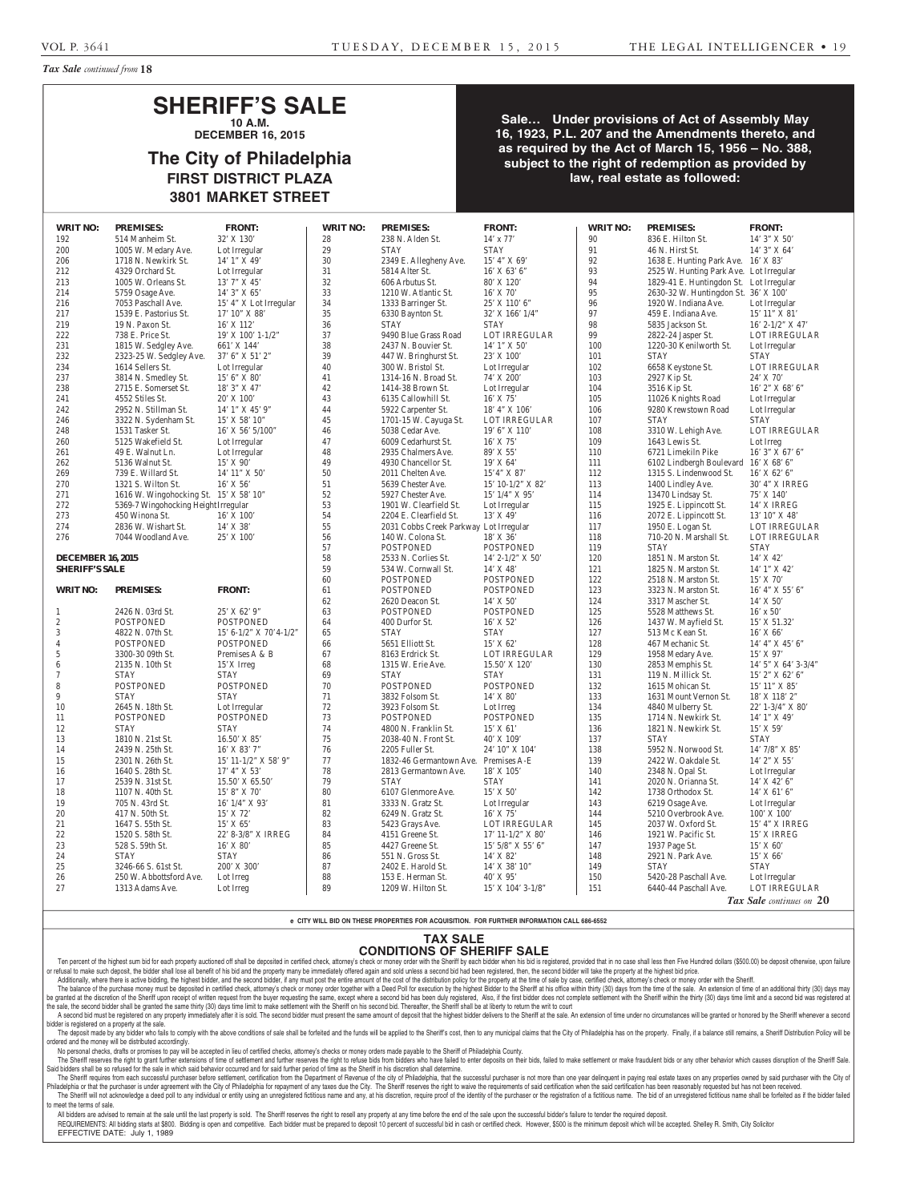*Tax Sale continued from* **18**

# SHERIFF'S SALE

**10 A.M.**
**DECEMBER 16, 2015**

## The City of Philadelphia

**FIRST DISTRICT PLAZA**
**3801 MARKET STREET**

**Sale… Under provisions of Act of Assembly May 16, 1923, P.L. 207 and the Amendments thereto, and as required by the Act of March 15, 1956 – No. 388, subject to the right of redemption as provided by law, real estate as followed:**

| WRIT NO: | PREMISES: | FRONT: |
|---|---|---|
| 192 | 514 Manheim St. | 32' X 130' |
| 200 | 1005 W. Medary Ave. | Lot Irregular |
| 206 | 1718 N. Newkirk St. | 14' 1" X 49' |
| 212 | 4329 Orchard St. | Lot Irregular |
| 213 | 1005 W. Orleans St. | 13' 7" X 45' |
| 214 | 5759 Osage Ave. | 14' 3" X 65' |
| 216 | 7053 Paschall Ave. | 15' 4" X Lot Irregular |
| 217 | 1539 E. Pastorius St. | 17' 10" X 88' |
| 219 | 19 N. Paxon St. | 16' X 112' |
| 222 | 738 E. Price St. | 19' X 100' 1-1/2" |
| 231 | 1815 W. Sedgley Ave. | 661' X 144' |
| 232 | 2323-25 W. Sedgley Ave. | 37' 6" X 51' 2" |
| 234 | 1614 Sellers St. | Lot Irregular |
| 237 | 3814 N. Smedley St. | 15' 6" X 80' |
| 238 | 2715 E. Somerset St. | 18' 3" X 47' |
| 241 | 4552 Stiles St. | 20' X 100' |
| 242 | 2952 N. Stillman St. | 14' 1" X 45' 9" |
| 246 | 3322 N. Sydenham St. | 15' X 58' 10" |
| 248 | 1531 Tasker St. | 16' X 56' 5/100" |
| 260 | 5125 Wakefield St. | Lot Irregular |
| 261 | 49 E. Walnut Ln. | Lot Irregular |
| 262 | 5136 Walnut St. | 15' X 90' |
| 269 | 739 E. Willard St. | 14' 11" X 50' |
| 270 | 1321 S. Wilton St. | 16' X 56' |
| 271 | 1616 W. Wingohocking St. | 15' X 58' 10" |
| 272 | 5369-7 Wingohocking Height | Irregular |
| 273 | 450 Winona St. | 16' X 100' |
| 274 | 2836 W. Wishart St. | 14' X 38' |
| 276 | 7044 Woodland Ave. | 25' X 100' |

***DECEMBER 16, 2015***
***SHERIFF'S SALE***

| WRIT NO: | PREMISES: | FRONT: |
|---|---|---|
| 1 | 2426 N. 03rd St. | 25' X 62' 9" |
| 2 | POSTPONED | POSTPONED |
| 3 | 4822 N. 07th St. | 15' 6-1/2" X 70'4-1/2" |
| 4 | POSTPONED | POSTPONED |
| 5 | 3300-30 09th St. | Premises A & B |
| 6 | 2135 N. 10th St | 15'X Irreg |
| 7 | STAY | STAY |
| 8 | POSTPONED | POSTPONED |
| 9 | STAY | STAY |
| 10 | 2645 N. 18th St. | Lot Irregular |
| 11 | POSTPONED | POSTPONED |
| 12 | STAY | STAY |
| 13 | 1810 N. 21st St. | 16.50' X 85' |
| 14 | 2439 N. 25th St. | 16' X 83' 7" |
| 15 | 2301 N. 26th St. | 15' 11-1/2" X 58' 9" |
| 16 | 1640 S. 28th St. | 17' 4" X 53' |
| 17 | 2539 N. 31st St. | 15.50' X 65.50' |
| 18 | 1107 N. 40th St. | 15' 8" X 70' |
| 19 | 705 N. 43rd St. | 16' 1/4" X 93' |
| 20 | 417 N. 50th St. | 15' X 72' |
| 21 | 1647 S. 55th St. | 15' X 65' |
| 22 | 1520 S. 58th St. | 22' 8-3/8" X IRREG |
| 23 | 528 S. 59th St. | 16' X 80' |
| 24 | STAY | STAY |
| 25 | 3246-66 S. 61st St. | 200' X 300' |
| 26 | 250 W. Abbottsford Ave. | Lot Irreg |
| 27 | 1313 Adams Ave. | Lot Irreg |
| 28 | 238 N. Alden St. | 14' x 77' |
| 29 | STAY | STAY |
| 30 | 2349 E. Allegheny Ave. | 15' 4" X 69' |
| 31 | 5814 Alter St. | 16' X 63' 6" |
| 32 | 606 Arbutus St. | 80' X 120' |
| 33 | 1210 W. Atlantic St. | 16' X 70' |
| 34 | 1333 Barringer St. | 25' X 110' 6" |
| 35 | 6330 Baynton St. | 32' X 166' 1/4" |
| 36 | STAY | STAY |
| 37 | 9490 Blue Grass Road | LOT IRREGULAR |
| 38 | 2437 N. Bouvier St. | 14' 1" X 50' |
| 39 | 447 W. Bringhurst St. | 23' X 100' |
| 40 | 300 W. Bristol St. | Lot Irregular |
| 41 | 1314-16 N. Broad St. | 74' X 200' |
| 42 | 1414-38 Brown St. | Lot Irregular |
| 43 | 6135 Callowhill St. | 16' X 75' |
| 44 | 5922 Carpenter St. | 18' 4" X 106' |
| 45 | 1701-15 W. Cayuga St. | LOT IRREGULAR |
| 46 | 5038 Cedar Ave. | 19' 6" X 110' |
| 47 | 6009 Cedarhurst St. | 16' X 75' |
| 48 | 2935 Chalmers Ave. | 89' X 55' |
| 49 | 4930 Chancellor St. | 19' X 64' |
| 50 | 2011 Chelten Ave. | 15'4" X 87' |
| 51 | 5639 Chester Ave. | 15' 10-1/2" X 82' |
| 52 | 5927 Chester Ave. | 15' 1/4" X 95' |
| 53 | 1901 W. Clearfield St. | Lot Irregular |
| 54 | 2204 E. Clearfield St. | 13' X 49' |
| 55 | 2031 Cobbs Creek Parkway | Lot Irregular |
| 56 | 140 W. Colona St. | 18' X 36' |
| 57 | POSTPONED | POSTPONED |
| 58 | 2533 N. Corlies St. | 14' 2-1/2" X 50' |
| 59 | 534 W. Cornwall St. | 14' X 48' |
| 60 | POSTPONED | POSTPONED |
| 61 | POSTPONED | POSTPONED |
| 62 | 2620 Deacon St. | 14' X 50' |
| 63 | POSTPONED | POSTPONED |
| 64 | 400 Durfor St. | 16' X 52' |
| 65 | STAY | STAY |
| 66 | 5651 Elliott St. | 15' X 62' |
| 67 | 8163 Erdrick St. | LOT IRREGULAR |
| 68 | 1315 W. Erie Ave. | 15.50' X 120' |
| 69 | STAY | STAY |
| 70 | POSTPONED | POSTPONED |
| 71 | 3832 Folsom St. | 14' X 80' |
| 72 | 3923 Folsom St. | Lot Irreg |
| 73 | POSTPONED | POSTPONED |
| 74 | 4800 N. Franklin St. | 15' X 61' |
| 75 | 2038-40 N. Front St. | 40' X 109' |
| 76 | 2205 Fuller St. | 24' 10" X 104' |
| 77 | 1832-46 Germantown Ave. | Premises A-E |
| 78 | 2813 Germantown Ave. | 18' X 105' |
| 79 | STAY | STAY |
| 80 | 6107 Glenmore Ave. | 15' X 50' |
| 81 | 3333 N. Gratz St. | Lot Irregular |
| 82 | 6249 N. Gratz St. | 16' X 75' |
| 83 | 5423 Grays Ave. | LOT IRREGULAR |
| 84 | 4151 Greene St. | 17' 11-1/2" X 80' |
| 85 | 4427 Greene St. | 15' 5/8" X 55' 6" |
| 86 | 551 N. Gross St. | 14' X 82' |
| 87 | 2402 E. Harold St. | 14' X 38' 10" |
| 88 | 153 E. Herman St. | 40' X 95' |
| 89 | 1209 W. Hilton St. | 15' X 104' 3-1/8" |
| 90 | 836 E. Hilton St. | 14' 3" X 50' |
| 91 | 46 N. Hirst St. | 14' 3" X 64' |
| 92 | 1638 E. Hunting Park Ave. | 16' X 83' |
| 93 | 2525 W. Hunting Park Ave. | Lot Irregular |
| 94 | 1829-41 E. Huntingdon St. | Lot Irregular |
| 95 | 2630-32 W. Huntingdon St. | 36' X 100' |
| 96 | 1920 W. Indiana Ave. | Lot Irregular |
| 97 | 459 E. Indiana Ave. | 15' 11" X 81' |
| 98 | 5835 Jackson St. | 16' 2-1/2" X 47' |
| 99 | 2822-24 Jasper St. | LOT IRREGULAR |
| 100 | 1220-30 Kenilworth St. | Lot Irregular |
| 101 | STAY | STAY |
| 102 | 6658 Keystone St. | LOT IRREGULAR |
| 103 | 2927 Kip St. | 24' X 70' |
| 104 | 3516 Kip St. | 16' 2" X 68' 6" |
| 105 | 11026 Knights Road | Lot Irregular |
| 106 | 9280 Krewstown Road | Lot Irregular |
| 107 | STAY | STAY |
| 108 | 3310 W. Lehigh Ave. | LOT IRREGULAR |
| 109 | 1643 Lewis St. | Lot Irreg |
| 110 | 6721 Limekiln Pike | 16' 3" X 67' 6" |
| 111 | 6102 Lindbergh Boulevard | 16' X 68' 6" |
| 112 | 1315 S. Lindenwood St. | 16' X 62' 6" |
| 113 | 1400 Lindley Ave. | 30' 4" X IRREG |
| 114 | 13470 Lindsay St. | 75' X 140' |
| 115 | 1925 E. Lippincott St. | 14' X IRREG |
| 116 | 2072 E. Lippincott St. | 13' 10" X 48' |
| 117 | 1950 E. Logan St. | LOT IRREGULAR |
| 118 | 710-20 N. Marshall St. | LOT IRREGULAR |
| 119 | STAY | STAY |
| 120 | 1851 N. Marston St. | 14' X 42' |
| 121 | 1825 N. Marston St. | 14' 1" X 42' |
| 122 | 2518 N. Marston St. | 15' X 70' |
| 123 | 3323 N. Marston St. | 16' 4" X 55' 6" |
| 124 | 3317 Mascher St. | 14' X 50' |
| 125 | 5528 Matthews St. | 16' x 50' |
| 126 | 1437 W. Mayfield St. | 15' X 51.32' |
| 127 | 513 Mc Kean St. | 16' X 66' |
| 128 | 467 Mechanic St. | 14' 4" X 45' 6" |
| 129 | 1958 Medary Ave. | 15' X 97' |
| 130 | 2853 Memphis St. | 14' 5" X 64' 3-3/4" |
| 131 | 119 N. Millick St. | 15' 2" X 62' 6" |
| 132 | 1615 Mohican St. | 15' 11" X 85' |
| 133 | 1631 Mount Vernon St. | 18' X 118' 2" |
| 134 | 4840 Mulberry St. | 22' 1-3/4" X 80' |
| 135 | 1714 N. Newkirk St. | 14' 1" X 49' |
| 136 | 1821 N. Newkirk St. | 15' X 59' |
| 137 | STAY | STAY |
| 138 | 5952 N. Norwood St. | 14' 7/8" X 85' |
| 139 | 2422 W. Oakdale St. | 14' 2" X 55' |
| 140 | 2348 N. Opal St. | Lot Irregular |
| 141 | 2020 N. Orianna St. | 14' X 42' 6" |
| 142 | 1738 Orthodox St. | 14' X 61' 6" |
| 143 | 6219 Osage Ave. | Lot Irregular |
| 144 | 5210 Overbrook Ave. | 100' X 100' |
| 145 | 2037 W. Oxford St. | 15' 4" X IRREG |
| 146 | 1921 W. Pacific St. | 15' X IRREG |
| 147 | 1937 Page St. | 15' X 60' |
| 148 | 2921 N. Park Ave. | 15' X 66' |
| 149 | STAY | STAY |
| 150 | 5420-28 Paschall Ave. | Lot Irregular |
| 151 | 6440-44 Paschall Ave. | LOT IRREGULAR |

***Tax Sale continues on* 20**

**e CITY WILL BID ON THESE PROPERTIES FOR ACQUISITION. FOR FURTHER INFORMATION CALL 686-6552**

## TAX SALE
## CONDITIONS OF SHERIFF SALE

Ten percent of the highest sum bid for each property auctioned off shall be deposited in certified check, attorney's check or money order with the Sheriff by each bidder when his bid is registered, provided that in no case shall less then Five Hundred dollars ($500.00) be deposit otherwise, upon failure or refusal to make such deposit, the bidder shall lose all benefit of his bid and the property many be immediately offered again and sold unless a second bid had been registered, then, the second bidder will take the property at the highest bid price.

Additionally, where there is active bidding, the highest bidder, and the second bidder, if any must post the entire amount of the cost of the distribution policy for the property at the time of sale by case, certified check, attorney's check or money order with the Sheriff.

The balance of the purchase money must be deposited in certified check, attorney's check or money order together with a Deed Poll for execution by the highest Bidder to the Sheriff at his office within thirty (30) days from the time of the sale. An extension of time of an additional thirty (30) days may be granted at the discretion of the Sheriff upon receipt of written request from the buyer requesting the same, except where a second bid has been duly registered, Also, if the first bidder does not complete settlement with the Sheriff within the thirty (30) days time limit and a second bid was registered at the sale, the second bidder shall be granted the same thirty (30) days time limit to make settlement with the Sheriff on his second bid. Thereafter, the Sheriff shall be at liberty to return the writ to court

A second bid must be registered on any property immediately after it is sold. The second bidder must present the same amount of deposit that the highest bidder delivers to the Sheriff at the sale. An extension of time under no circumstances will be granted or honored by the Sheriff whenever a second bidder is registered on a property at the sale.

The deposit made by any bidder who fails to comply with the above conditions of sale shall be forfeited and the funds will be applied to the Sheriff's cost, then to any municipal claims that the City of Philadelphia has on the property. Finally, if a balance still remains, a Sheriff Distribution Policy will be ordered and the money will be distributed accordingly.

No personal checks, drafts or promises to pay will be accepted in lieu of certified checks, attorney's checks or money orders made payable to the Sheriff of Philadelphia County.

The Sheriff reserves the right to grant further extensions of time of settlement and further reserves the right to refuse bids from bidders who have failed to enter deposits on their bids, failed to make settlement or make fraudulent bids or any other behavior which causes disruption of the Sheriff Sale. Said bidders shall be so refused for the sale in which said behavior occurred and for said further period of time as the Sheriff in his discretion shall determine.

The Sheriff requires from each successful purchaser before settlement, certification from the Department of Revenue of the city of Philadelphia, that the successful purchaser is not more than one year delinquent in paying real estate taxes on any properties owned by said purchaser with the City of Philadelphia or that the purchaser is under agreement with the City of Philadelphia for repayment of any taxes due the City. The Sheriff reserves the right to waive the requirements of said certification has been reasonably requested but has not been received.

The Sheriff will not acknowledge a deed poll to any individual or entity using an unregistered fictitious name and any, at his discretion, require proof of the identity of the purchaser or the registration of a fictitious name. The bid of an unregistered fictitious name shall be forfeited as if the bidder failed to meet the terms of sale.

All bidders are advised to remain at the sale until the last property is sold. The Sheriff reserves the right to resell any property at any time before the end of the sale upon the successful bidder's failure to tender the required deposit.

REQUIREMENTS: All bidding starts at $800. Bidding is open and competitive. Each bidder must be prepared to deposit 10 percent of successful bid in cash or certified check. However, $500 is the minimum deposit which will be accepted. Shelley R. Smith, City Solicitor

EFFECTIVE DATE: July 1, 1989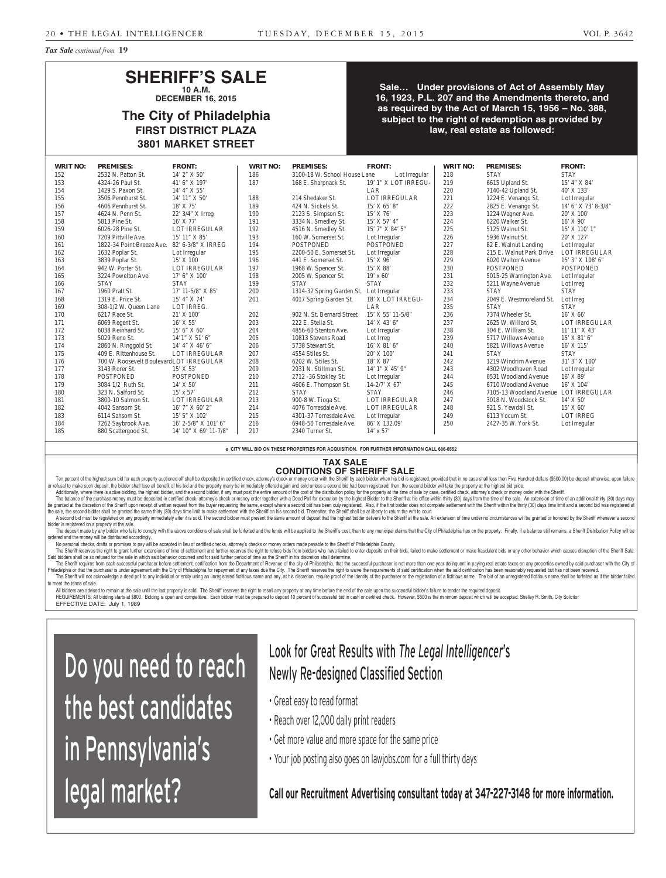*Tax Sale continued from* **19**

# SHERIFF'S SALE

**10 A.M.**
**DECEMBER 16, 2015**

## The City of Philadelphia

**FIRST DISTRICT PLAZA**
**3801 MARKET STREET**

**Sale… Under provisions of Act of Assembly May 16, 1923, P.L. 207 and the Amendments thereto, and as required by the Act of March 15, 1956 – No. 388, subject to the right of redemption as provided by law, real estate as followed:**

| WRIT NO: | PREMISES: | FRONT: |
|---|---|---|
| 152 | 2532 N. Patton St. | 14' 2" X 50' |
| 153 | 4324-26 Paul St. | 41' 6" X 197' |
| 154 | 1429 S. Paxon St. | 14' 4" X 55' |
| 155 | 3506 Pennhurst St. | 14' 11" X 50' |
| 156 | 4606 Pennhurst St. | 18' X 75' |
| 157 | 4624 N. Penn St. | 22' 3/4" X Irreg |
| 158 | 5813 Pine St. | 16' X 77' |
| 159 | 6026-28 Pine St. | LOT IRREGULAR |
| 160 | 7209 Pittville Ave. | 15' 11" X 85' |
| 161 | 1822-34 Point Breeze Ave. | 82' 6-3/8" X IRREG |
| 162 | 1632 Poplar St. | Lot Irregular |
| 163 | 3839 Poplar St. | 15' X 100 |
| 164 | 942 W. Porter St. | LOT IRREGULAR |
| 165 | 3224 Powelton Ave. | 17' 6" X 100' |
| 166 | STAY | STAY |
| 167 | 1960 Pratt St. | 17' 11-5/8" X 85' |
| 168 | 1319 E. Price St. | 15' 4" X 74' |
| 169 | 308-1/2 W. Queen Lane | LOT IRREG. |
| 170 | 6217 Race St. | 21' X 100' |
| 171 | 6069 Regent St. | 16' X 55' |
| 172 | 6038 Reinhard St. | 15' 6" X 60' |
| 173 | 5029 Reno St. | 14'1" X 51' 6" |
| 174 | 2860 N. Ringgold St. | 14' 4" X 46' 6" |
| 175 | 409 E. Rittenhouse St. | LOT IRREGULAR |
| 176 | 700 W. Roosevelt Boulevard | LOT IRREGULAR |
| 177 | 3143 Rorer St. | 15' X 53' |
| 178 | POSTPONED | POSTPONED |
| 179 | 3084 1/2 Ruth St. | 14' X 50' |
| 180 | 323 N. Salford St. | 15' x 57' |
| 181 | 3800-10 Salmon St. | LOT IRREGULAR |
| 182 | 4042 Sansom St. | 16' 7" X 60' 2" |
| 183 | 6114 Sansom St. | 15' 5" X 102' |
| 184 | 7262 Saybrook Ave. | 16' 2-5/8" X 101' 6" |
| 185 | 880 Scattergood St. | 14' 10" X 69' 11-7/8" |
| 186 | 3100-18 W. School House Lane | Lot Irregular |
| 187 | 168 E. Sharpnack St. | 19' 1" X LOT IRREGULAR |
| 188 | 214 Shedaker St. | LOT IRREGULAR |
| 189 | 424 N. Sickels St. | 15' X 65' 8" |
| 190 | 2123 S. Simpson St. | 15' X 76' |
| 191 | 3334 N. Smedley St. | 15' X 57' 4" |
| 192 | 4516 N. Smedley St. | 15' 7" X 84' 5" |
| 193 | 160 W. Somerset St. | Lot Irregular |
| 194 | POSTPONED | POSTPONED |
| 195 | 2200-50 E. Somerset St. | Lot Irregular |
| 196 | 441 E. Somerset St. | 15' X 96' |
| 197 | 1968 W. Spencer St. | 15' X 88' |
| 198 | 2005 W. Spencer St. | 19' x 60' |
| 199 | STAY | STAY |
| 200 | 1314-32 Spring Garden St. | Lot Irregular |
| 201 | 4017 Spring Garden St. | 18' X LOT IRREGULAR |
| 202 | 902 N. St. Bernard Street | 15' X 55' 11-5/8" |
| 203 | 222 E. Stella St. | 14' X 43' 6" |
| 204 | 4856-60 Stenton Ave. | Lot Irregular |
| 205 | 10813 Stevens Road | Lot Irreg |
| 206 | 5738 Stewart St. | 16' X 81' 6" |
| 207 | 4554 Stiles St. | 20' X 100' |
| 208 | 6202 W. Stiles St. | 18' X 87' |
| 209 | 2931 N. Stillman St. | 14' 1" X 45' 9" |
| 210 | 2712 -36 Stokley St. | Lot Irregular |
| 211 | 4606 E. Thompson St. | 14-2/7' X 67' |
| 212 | STAY | STAY |
| 213 | 900-8 W. Tioga St. | LOT IRREGULAR |
| 214 | 4076 Torresdale Ave. | LOT IRREGULAR |
| 215 | 4301-37 Torresdale Ave. | Lot Irregular |
| 216 | 6948-50 Torresdale Ave. | 86' X 132.09' |
| 217 | 2340 Turner St. | 14' x 57' |
| 218 | STAY | STAY |
| 219 | 6615 Upland St. | 15' 4" X 84' |
| 220 | 7140-42 Upland St. | 40' X 133' |
| 221 | 1224 E. Venango St. | Lot Irregular |
| 222 | 2825 E. Venango St. | 14' 6" X 73' 8-3/8" |
| 223 | 1224 Wagner Ave. | 20' X 100' |
| 224 | 6220 Walker St. | 16' X 90' |
| 225 | 5125 Walnut St. | 15' X 110' 1" |
| 226 | 5936 Walnut St. | 20' X 127' |
| 227 | 82 E. Walnut Landing | Lot Irregular |
| 228 | 215 E. Walnut Park Drive | LOT IRREGULAR |
| 229 | 6020 Walton Avenue | 15' 3" X 108' 6" |
| 230 | POSTPONED | POSTPONED |
| 231 | 5015-25 Warrington Ave. | Lot Irregular |
| 232 | 5211 Wayne Avenue | Lot Irreg |
| 233 | STAY | STAY |
| 234 | 2049 E. Westmoreland St. | Lot Irreg |
| 235 | STAY | STAY |
| 236 | 7374 Wheeler St. | 16' X 66' |
| 237 | 2625 W. Willard St. | LOT IRREGULAR |
| 238 | 304 E. William St. | 11' 11" X 43' |
| 239 | 5717 Willows Avenue | 15' X 81' 6" |
| 240 | 5821 Willows Avenue | 16' X 115' |
| 241 | STAY | STAY |
| 242 | 1219 Windrim Avenue | 31' 3" X 100' |
| 243 | 4302 Woodhaven Road | Lot Irregular |
| 244 | 6531 Woodland Avenue | 16' X 89' |
| 245 | 6710 Woodland Avenue | 16' X 104' |
| 246 | 7105-13 Woodland Avenue | LOT IRREGULAR |
| 247 | 3018 N. Woodstock St. | 14' X 50' |
| 248 | 921 S. Yewdall St. | 15' X 60' |
| 249 | 6113 Yocum St. | LOT IRREG |
| 250 | 2427-35 W. York St. | Lot Irregular |

**e CITY WILL BID ON THESE PROPERTIES FOR ACQUISITION. FOR FURTHER INFORMATION CALL 686-6552**

## TAX SALE
## CONDITIONS OF SHERIFF SALE

Ten percent of the highest sum bid for each property auctioned off shall be deposited in certified check, attorney's check or money order with the Sheriff by each bidder when his bid is registered, provided that in no case shall less then Five Hundred dollars ($500.00) be deposit otherwise, upon failure or refusal to make such deposit, the bidder shall lose all benefit of his bid and the property many be immediately offered again and sold unless a second bid has been registered, then, the second bidder will take the property at the highest bid price.

Additionally, where there is active bidding, the highest bidder, and the second bidder, if any must post the entire amount of the cost of the distribution policy for the property at the time of sale by case, certified check, attorney's check or money order with the Sheriff.

The balance of the purchase money must be deposited in certified check, attorney's check or money order together with a Deed Poll for execution by the highest Bidder to the Sheriff at his office within thirty (30) days from the time of the sale. An extension of time of an additional thirty (30) days may be granted at the discretion of the Sheriff upon receipt of written request from the buyer requesting the same, except where a second bid has been duly registered, Also, if the first bidder does not complete settlement with the Sheriff within the thirty (30) days time limit and a second bid was registered at the sale, the second bidder shall be granted the same thirty (30) days time limit to make settlement with the Sheriff on his second bid. Thereafter, the Sheriff shall be at liberty to return the writ to court

A second bid must be registered on any property immediately after it is sold. The second bidder must present the same amount of deposit that the highest bidder delivers to the Sheriff at the sale. An extension of time under no circumstances will be granted or honored by the Sheriff whenever a second bidder is registered on a property at the sale.

The deposit made by any bidder who fails to comply with the above conditions of sale shall be forfeited and the funds will be applied to the Sheriff's cost, then to any municipal claims that the City of Philadelphia has on the property. Finally, if a balance still remains, a Sheriff Distribution Policy will be ordered and the money will be distributed accordingly.

No personal checks, drafts or promises to pay will be accepted in lieu of certified checks, attorney's checks or money orders made payable to the Sheriff of Philadelphia County.

The Sheriff reserves the right to grant further extensions of time of settlement and further reserves the right to refuse bids from bidders who have failed to enter deposits on their bids, failed to make settlement or make fraudulent bids or any other behavior which causes disruption of the Sheriff Sale. Said bidders shall be so refused for the sale in which said behavior occurred and for said further period of time as the Sheriff in his discretion shall determine.

The Sheriff requires from each successful purchaser before settlement, certification from the Department of Revenue of the city of Philadelphia, that the successful purchaser is not more than one year delinquent in paying real estate taxes on any properties owned by said purchaser with the City of Philadelphia or that the purchaser is under agreement with the City of Philadelphia for repayment of any taxes due the City. The Sheriff reserves the right to waive the requirements of said certification when the said certification has been reasonably requested but has not been received.

The Sheriff will not acknowledge a deed poll to any individual or entity using an unregistered fictitious name and any, at his discretion, require proof of the identity of the purchaser or the registration of a fictitious name. The bid of an unregistered fictitious name shall be forfeited as if the bidder failed to meet the terms of sale.

All bidders are advised to remain at the sale until the last property is sold. The Sheriff reserves the right to resell any property at any time before the end of the sale upon the successful bidder's failure to tender the required deposit.

REQUIREMENTS: All bidding starts at $800. Bidding is open and competitive. Each bidder must be prepared to deposit 10 percent of successful bid in cash or certified check. However, $500 is the minimum deposit which will be accepted. Shelley R. Smith, City Solicitor

EFFECTIVE DATE: July 1, 1989

Do you need to reach the best candidates in Pennsylvania's legal market?

Look for Great Results with *The Legal Intelligencer*'s Newly Re-designed Classified Section

- Great easy to read format
- Reach over 12,000 daily print readers
- Get more value and more space for the same price
- Your job posting also goes on lawjobs.com for a full thirty days

**Call our Recruitment Advertising consultant today at 347-227-3148 for more information.**